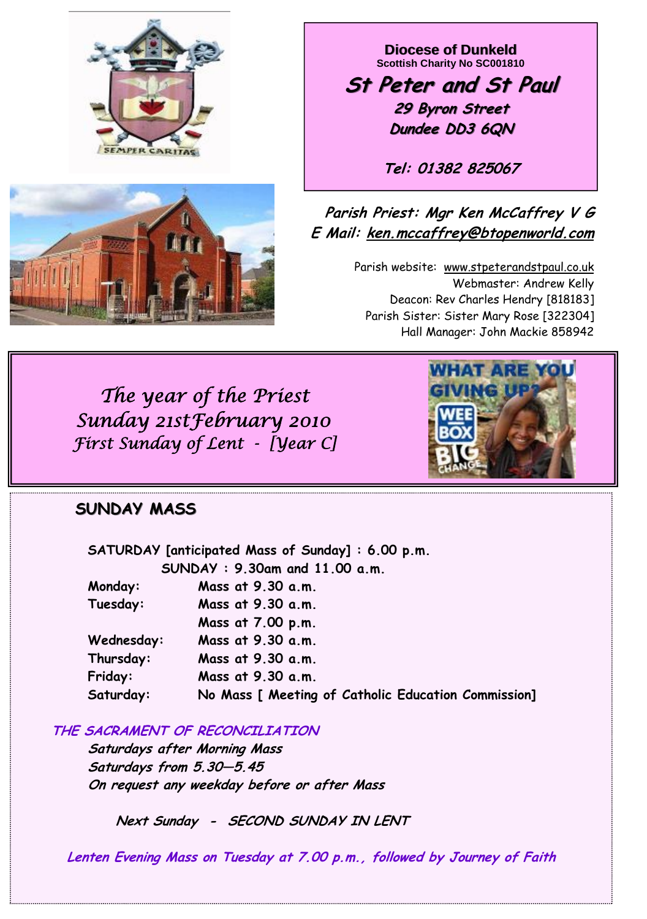**Diocese of Dunkeld**
Scottish Charity No SC001810

# St Peter and St Paul

**29 Byron Street**
**Dundee DD3 6QN**

**Tel: 01382 825067**

**Parish Priest: Mgr Ken McCaffrey V G**
**E Mail: ken.mccaffrey@btopenworld.com**

Parish website: www.stpeterandstpaul.co.uk
Webmaster: Andrew Kelly
Deacon: Rev Charles Hendry [818183]
Parish Sister: Sister Mary Rose [322304]
Hall Manager: John Mackie 858942

*The year of the Priest*
*Sunday 21st February 2010*
*First Sunday of Lent - [Year C]*

## SUNDAY MASS

**SATURDAY [anticipated Mass of Sunday] : 6.00 p.m.**
**SUNDAY : 9.30am and 11.00 a.m.**

| | |
|---|---|
| **Monday:** | **Mass at 9.30 a.m.** |
| **Tuesday:** | **Mass at 9.30 a.m.** |
| | **Mass at 7.00 p.m.** |
| **Wednesday:** | **Mass at 9.30 a.m.** |
| **Thursday:** | **Mass at 9.30 a.m.** |
| **Friday:** | **Mass at 9.30 a.m.** |
| **Saturday:** | **No Mass [ Meeting of Catholic Education Commission]** |

***THE SACRAMENT OF RECONCILIATION***
*Saturdays after Morning Mass*
*Saturdays from 5.30—5.45*
*On request any weekday before or after Mass*

***Next Sunday - SECOND SUNDAY IN LENT***

***Lenten Evening Mass on Tuesday at 7.00 p.m., followed by Journey of Faith***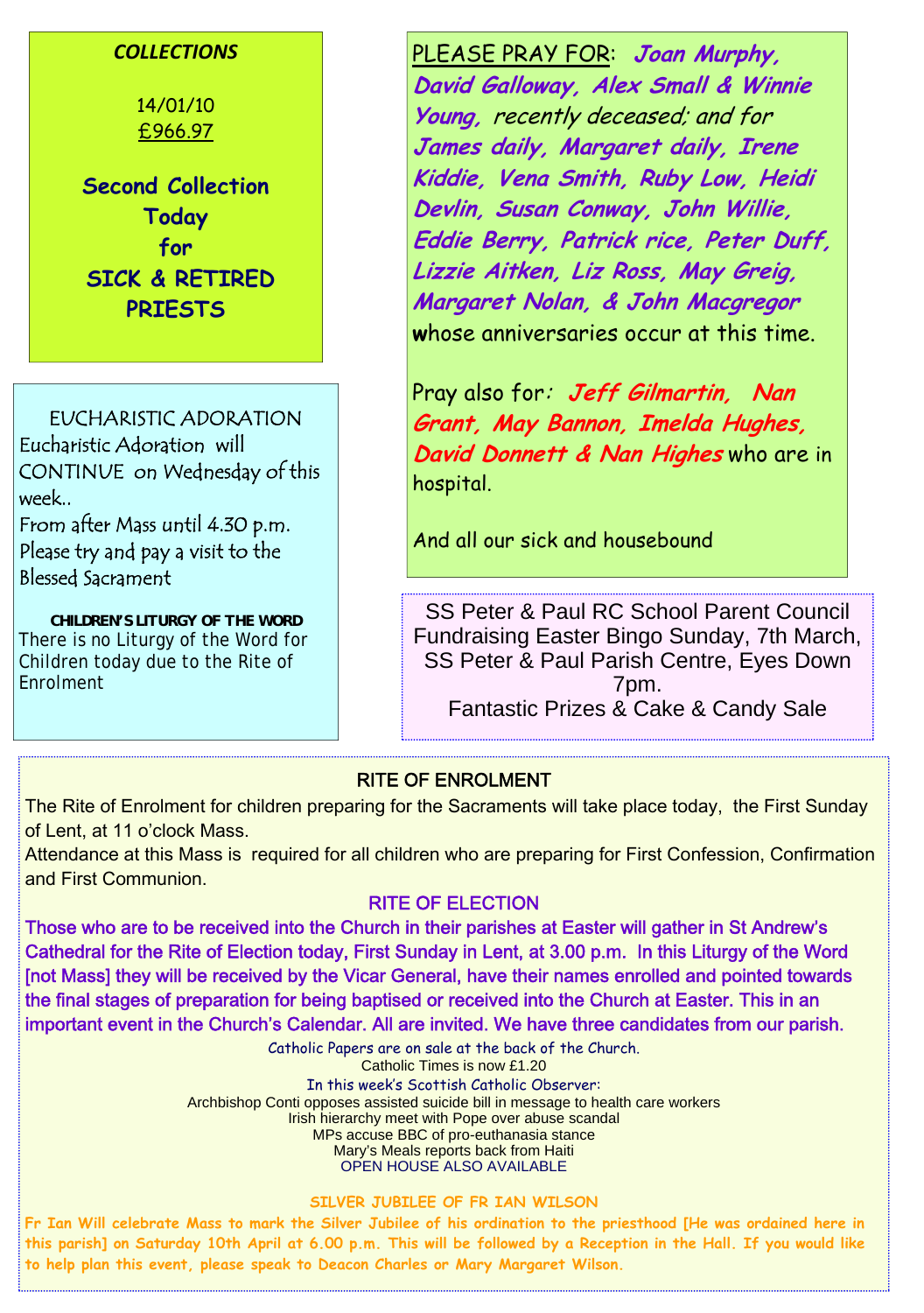***COLLECTIONS***

14/01/10
£966.97

**Second Collection Today for SICK & RETIRED PRIESTS**

PLEASE PRAY FOR: ***Joan Murphy, David Galloway, Alex Small & Winnie Young,*** *recently deceased; and for* ***James daily, Margaret daily, Irene Kiddie, Vena Smith, Ruby Low, Heidi Devlin, Susan Conway, John Willie, Eddie Berry, Patrick rice, Peter Duff, Lizzie Aitken, Liz Ross, May Greig, Margaret Nolan, & John Macgregor*** whose anniversaries occur at this time.

Pray also for: ***Jeff Gilmartin, Nan Grant, May Bannon, Imelda Hughes, David Donnett & Nan Highes*** who are in hospital.

And all our sick and housebound

EUCHARISTIC ADORATION

Eucharistic Adoration will CONTINUE on Wednesday of this week..
From after Mass until 4.30 p.m.
Please try and pay a visit to the Blessed Sacrament

**CHILDREN'S LITURGY OF THE WORD**

There is no Liturgy of the Word for Children today due to the Rite of Enrolment

SS Peter & Paul RC School Parent Council Fundraising Easter Bingo Sunday, 7th March, SS Peter & Paul Parish Centre, Eyes Down 7pm.
Fantastic Prizes & Cake & Candy Sale

## RITE OF ENROLMENT

The Rite of Enrolment for children preparing for the Sacraments will take place today, the First Sunday of Lent, at 11 o'clock Mass.
Attendance at this Mass is required for all children who are preparing for First Confession, Confirmation and First Communion.

## RITE OF ELECTION

Those who are to be received into the Church in their parishes at Easter will gather in St Andrew's Cathedral for the Rite of Election today, First Sunday in Lent, at 3.00 p.m. In this Liturgy of the Word [not Mass] they will be received by the Vicar General, have their names enrolled and pointed towards the final stages of preparation for being baptised or received into the Church at Easter. This in an important event in the Church's Calendar. All are invited. We have three candidates from our parish.

Catholic Papers are on sale at the back of the Church.
Catholic Times is now £1.20
In this week's Scottish Catholic Observer:
Archbishop Conti opposes assisted suicide bill in message to health care workers
Irish hierarchy meet with Pope over abuse scandal
MPs accuse BBC of pro-euthanasia stance
Mary's Meals reports back from Haiti
OPEN HOUSE ALSO AVAILABLE

**SILVER JUBILEE OF FR IAN WILSON**

**Fr Ian Will celebrate Mass to mark the Silver Jubilee of his ordination to the priesthood [He was ordained here in this parish] on Saturday 10th April at 6.00 p.m. This will be followed by a Reception in the Hall. If you would like to help plan this event, please speak to Deacon Charles or Mary Margaret Wilson.**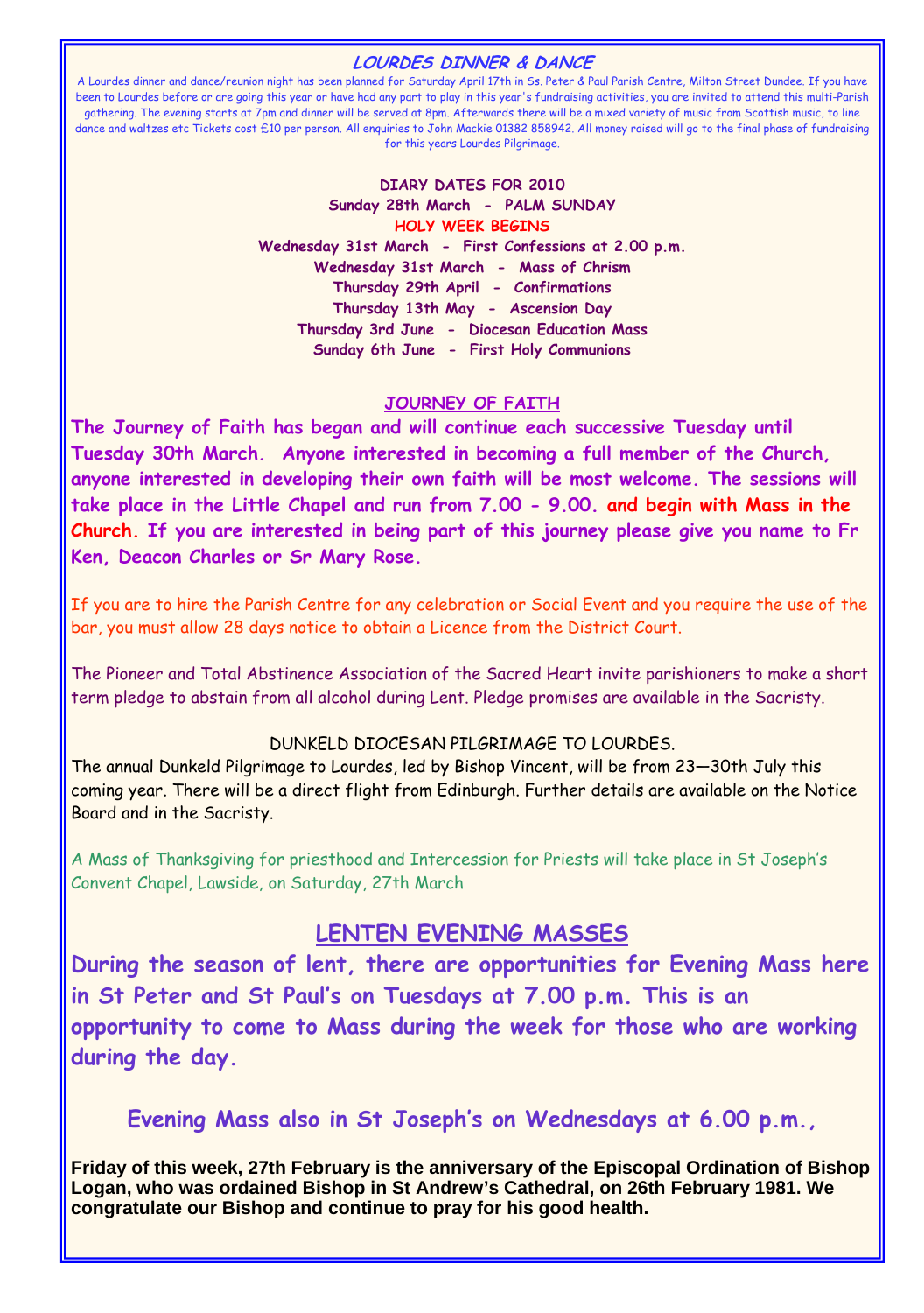## LOURDES DINNER & DANCE

A Lourdes dinner and dance/reunion night has been planned for Saturday April 17th in Ss. Peter & Paul Parish Centre, Milton Street Dundee. If you have been to Lourdes before or are going this year or have had any part to play in this year's fundraising activities, you are invited to attend this multi-Parish gathering. The evening starts at 7pm and dinner will be served at 8pm. Afterwards there will be a mixed variety of music from Scottish music, to line dance and waltzes etc Tickets cost £10 per person. All enquiries to John Mackie 01382 858942. All money raised will go to the final phase of fundraising for this years Lourdes Pilgrimage.

**DIARY DATES FOR 2010**

**Sunday 28th March - PALM SUNDAY**

**HOLY WEEK BEGINS**

**Wednesday 31st March - First Confessions at 2.00 p.m.**

**Wednesday 31st March - Mass of Chrism**

**Thursday 29th April - Confirmations**

**Thursday 13th May - Ascension Day**

**Thursday 3rd June - Diocesan Education Mass**

**Sunday 6th June - First Holy Communions**

## JOURNEY OF FAITH

**The Journey of Faith has began and will continue each successive Tuesday until Tuesday 30th March. Anyone interested in becoming a full member of the Church, anyone interested in developing their own faith will be most welcome. The sessions will take place in the Little Chapel and run from 7.00 - 9.00. and begin with Mass in the Church. If you are interested in being part of this journey please give you name to Fr Ken, Deacon Charles or Sr Mary Rose.**

If you are to hire the Parish Centre for any celebration or Social Event and you require the use of the bar, you must allow 28 days notice to obtain a Licence from the District Court.

The Pioneer and Total Abstinence Association of the Sacred Heart invite parishioners to make a short term pledge to abstain from all alcohol during Lent. Pledge promises are available in the Sacristy.

DUNKELD DIOCESAN PILGRIMAGE TO LOURDES.

The annual Dunkeld Pilgrimage to Lourdes, led by Bishop Vincent, will be from 23—30th July this coming year. There will be a direct flight from Edinburgh. Further details are available on the Notice Board and in the Sacristy.

A Mass of Thanksgiving for priesthood and Intercession for Priests will take place in St Joseph's Convent Chapel, Lawside, on Saturday, 27th March

## LENTEN EVENING MASSES

**During the season of lent, there are opportunities for Evening Mass here in St Peter and St Paul's on Tuesdays at 7.00 p.m. This is an opportunity to come to Mass during the week for those who are working during the day.**

**Evening Mass also in St Joseph's on Wednesdays at 6.00 p.m.,**

**Friday of this week, 27th February is the anniversary of the Episcopal Ordination of Bishop Logan, who was ordained Bishop in St Andrew's Cathedral, on 26th February 1981. We congratulate our Bishop and continue to pray for his good health.**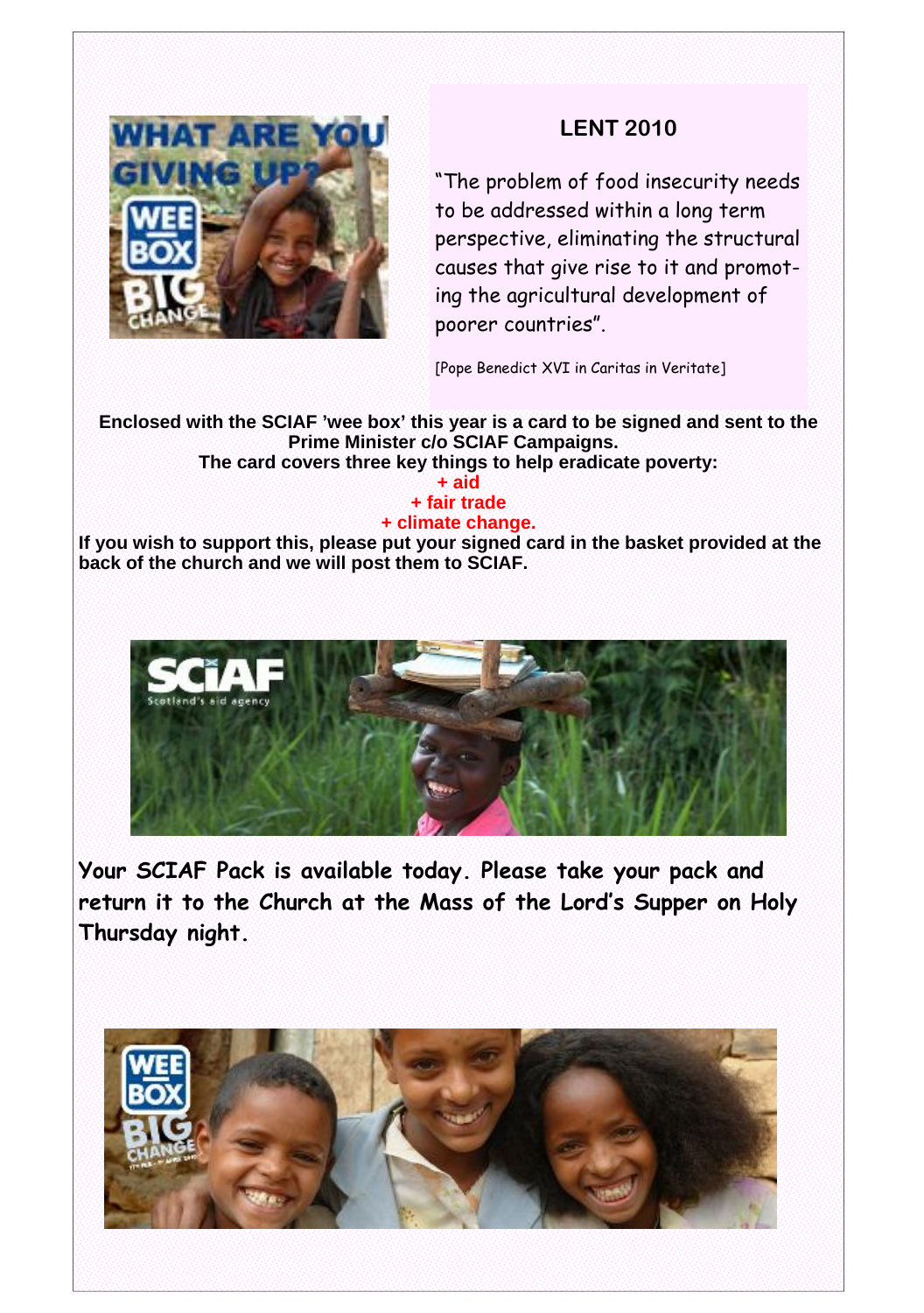## LENT 2010

"The problem of food insecurity needs to be addressed within a long term perspective, eliminating the structural causes that give rise to it and promoting the agricultural development of poorer countries".

[Pope Benedict XVI in Caritas in Veritate]

**Enclosed with the SCIAF 'wee box' this year is a card to be signed and sent to the Prime Minister c/o SCIAF Campaigns.**

**The card covers three key things to help eradicate poverty:**

**+ aid**

**+ fair trade**

**+ climate change.**

**If you wish to support this, please put your signed card in the basket provided at the back of the church and we will post them to SCIAF.**

**Your SCIAF Pack is available today. Please take your pack and return it to the Church at the Mass of the Lord's Supper on Holy Thursday night.**